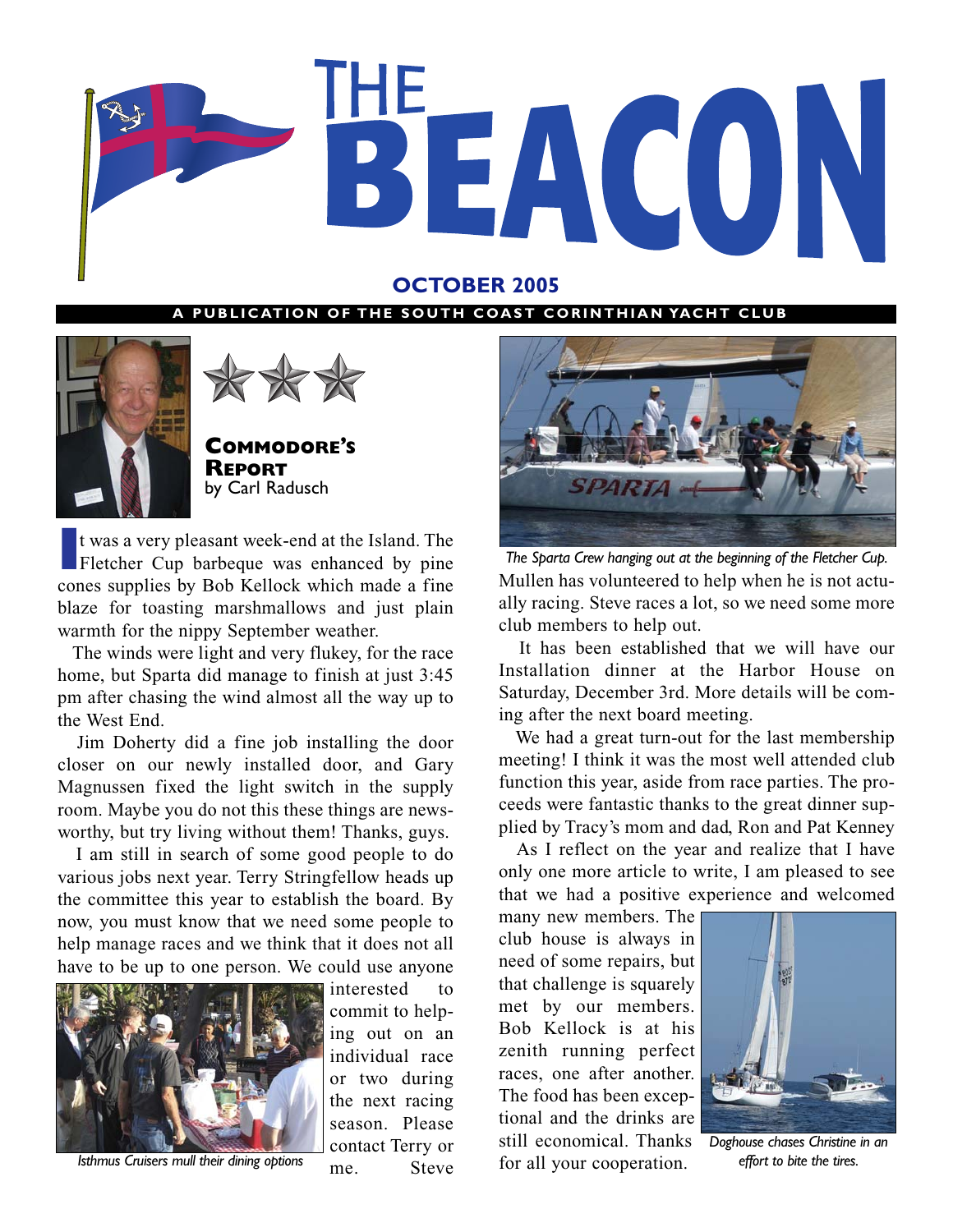# THE BEACON

**OCTOBER 2005**

**A PUBLICATION OF THE SOUTH COAST CORINTHIAN YACHT CLUB**

## Commodore's Report
by Carl Radusch

It was a very pleasant week-end at the Island. The Fletcher Cup barbeque was enhanced by pine cones supplies by Bob Kellock which made a fine blaze for toasting marshmallows and just plain warmth for the nippy September weather.

The winds were light and very flukey, for the race home, but Sparta did manage to finish at just 3:45 pm after chasing the wind almost all the way up to the West End.

Jim Doherty did a fine job installing the door closer on our newly installed door, and Gary Magnussen fixed the light switch in the supply room. Maybe you do not this these things are newsworthy, but try living without them! Thanks, guys.

I am still in search of some good people to do various jobs next year. Terry Stringfellow heads up the committee this year to establish the board. By now, you must know that we need some people to help manage races and we think that it does not all have to be up to one person. We could use anyone interested to commit to helping out on an individual race or two during the next racing season. Please contact Terry or me. Steve Mullen has volunteered to help when he is not actually racing. Steve races a lot, so we need some more club members to help out.

*Isthmus Cruisers mull their dining options*

*The Sparta Crew hanging out at the beginning of the Fletcher Cup.*

It has been established that we will have our Installation dinner at the Harbor House on Saturday, December 3rd. More details will be coming after the next board meeting.

We had a great turn-out for the last membership meeting! I think it was the most well attended club function this year, aside from race parties. The proceeds were fantastic thanks to the great dinner supplied by Tracy's mom and dad, Ron and Pat Kenney

As I reflect on the year and realize that I have only one more article to write, I am pleased to see that we had a positive experience and welcomed many new members. The club house is always in need of some repairs, but that challenge is squarely met by our members. Bob Kellock is at his zenith running perfect races, one after another. The food has been exceptional and the drinks are still economical. Thanks for all your cooperation.

*Doghouse chases Christine in an effort to bite the tires.*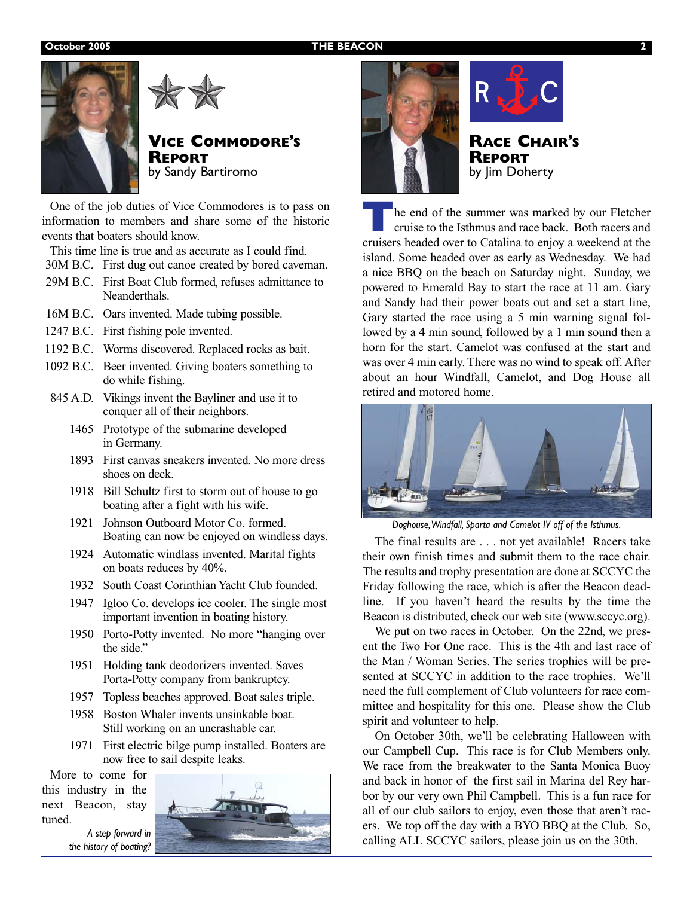## Vice Commodore's Report

by Sandy Bartiromo

One of the job duties of Vice Commodores is to pass on information to members and share some of the historic events that boaters should know.

This time line is true and as accurate as I could find.

- 30M B.C. First dug out canoe created by bored caveman.
- 29M B.C. First Boat Club formed, refuses admittance to Neanderthals.
- 16M B.C. Oars invented. Made tubing possible.
- 1247 B.C. First fishing pole invented.
- 1192 B.C. Worms discovered. Replaced rocks as bait.
- 1092 B.C. Beer invented. Giving boaters something to do while fishing.
- 845 A.D. Vikings invent the Bayliner and use it to conquer all of their neighbors.
- 1465 Prototype of the submarine developed in Germany.
- 1893 First canvas sneakers invented. No more dress shoes on deck.
- 1918 Bill Schultz first to storm out of house to go boating after a fight with his wife.
- 1921 Johnson Outboard Motor Co. formed. Boating can now be enjoyed on windless days.
- 1924 Automatic windlass invented. Marital fights on boats reduces by 40%.
- 1932 South Coast Corinthian Yacht Club founded.
- 1947 Igloo Co. develops ice cooler. The single most important invention in boating history.
- 1950 Porto-Potty invented. No more "hanging over the side."
- 1951 Holding tank deodorizers invented. Saves Porta-Potty company from bankruptcy.
- 1957 Topless beaches approved. Boat sales triple.
- 1958 Boston Whaler invents unsinkable boat. Still working on an uncrashable car.
- 1971 First electric bilge pump installed. Boaters are now free to sail despite leaks.

More to come for this industry in the next Beacon, stay tuned.

*A step forward in the history of boating?*

## Race Chair's Report

by Jim Doherty

The end of the summer was marked by our Fletcher cruise to the Isthmus and race back. Both racers and cruisers headed over to Catalina to enjoy a weekend at the island. Some headed over as early as Wednesday. We had a nice BBQ on the beach on Saturday night. Sunday, we powered to Emerald Bay to start the race at 11 am. Gary and Sandy had their power boats out and set a start line, Gary started the race using a 5 min warning signal followed by a 4 min sound, followed by a 1 min sound then a horn for the start. Camelot was confused at the start and was over 4 min early. There was no wind to speak off. After about an hour Windfall, Camelot, and Dog House all retired and motored home.

*Doghouse, Windfall, Sparta and Camelot IV off of the Isthmus.*

The final results are . . . not yet available! Racers take their own finish times and submit them to the race chair. The results and trophy presentation are done at SCCYC the Friday following the race, which is after the Beacon deadline. If you haven't heard the results by the time the Beacon is distributed, check our web site (www.sccyc.org).

We put on two races in October. On the 22nd, we present the Two For One race. This is the 4th and last race of the Man / Woman Series. The series trophies will be presented at SCCYC in addition to the race trophies. We'll need the full complement of Club volunteers for race committee and hospitality for this one. Please show the Club spirit and volunteer to help.

On October 30th, we'll be celebrating Halloween with our Campbell Cup. This race is for Club Members only. We race from the breakwater to the Santa Monica Buoy and back in honor of the first sail in Marina del Rey harbor by our very own Phil Campbell. This is a fun race for all of our club sailors to enjoy, even those that aren't racers. We top off the day with a BYO BBQ at the Club. So, calling ALL SCCYC sailors, please join us on the 30th.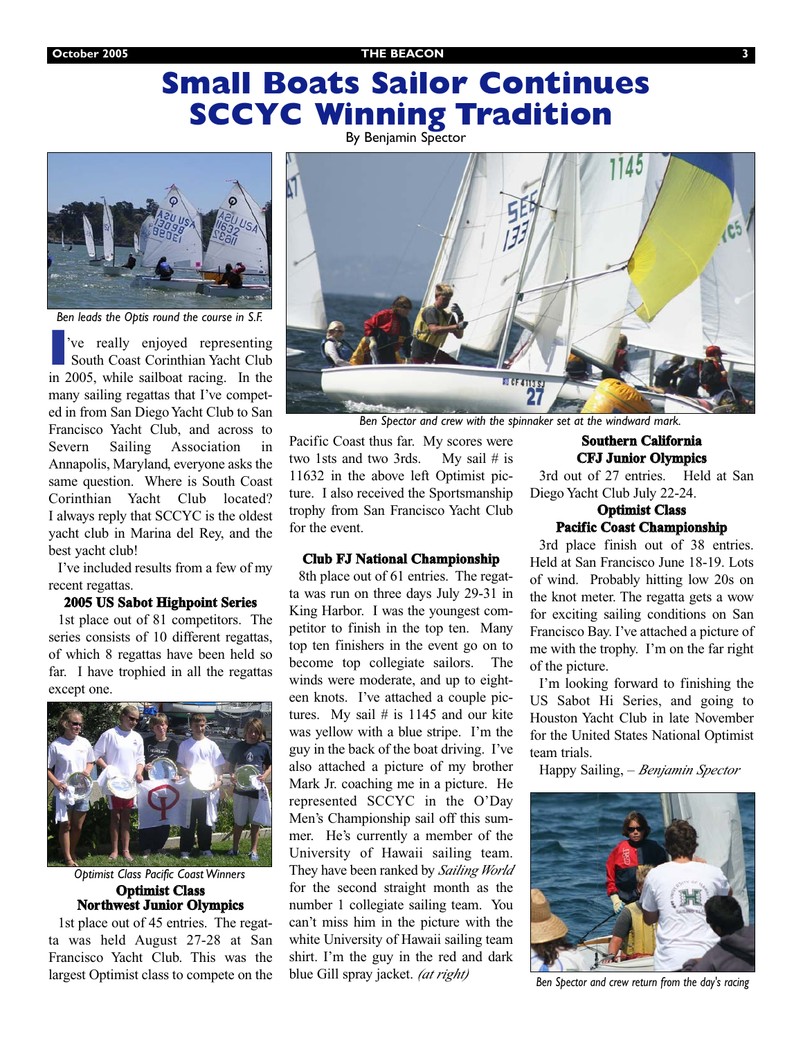# Small Boats Sailor Continues SCCYC Winning Tradition

By Benjamin Spector

*Ben leads the Optis round the course in S.F.*

I've really enjoyed representing South Coast Corinthian Yacht Club in 2005, while sailboat racing. In the many sailing regattas that I've competed in from San Diego Yacht Club to San Francisco Yacht Club, and across to Severn Sailing Association in Annapolis, Maryland, everyone asks the same question. Where is South Coast Corinthian Yacht Club located? I always reply that SCCYC is the oldest yacht club in Marina del Rey, and the best yacht club!

I've included results from a few of my recent regattas.

**2005 US Sabot Highpoint Series**

1st place out of 81 competitors. The series consists of 10 different regattas, of which 8 regattas have been held so far. I have trophied in all the regattas except one.

*Optimist Class Pacific Coast Winners*

**Optimist Class Northwest Junior Olympics**

1st place out of 45 entries. The regatta was held August 27-28 at San Francisco Yacht Club. This was the largest Optimist class to compete on the Pacific Coast thus far. My scores were two 1sts and two 3rds. My sail # is 11632 in the above left Optimist picture. I also received the Sportsmanship trophy from San Francisco Yacht Club for the event.

*Ben Spector and crew with the spinnaker set at the windward mark.*

**Club FJ National Championship**

8th place out of 61 entries. The regatta was run on three days July 29-31 in King Harbor. I was the youngest competitor to finish in the top ten. Many top ten finishers in the event go on to become top collegiate sailors. The winds were moderate, and up to eighteen knots. I've attached a couple pictures. My sail # is 1145 and our kite was yellow with a blue stripe. I'm the guy in the back of the boat driving. I've also attached a picture of my brother Mark Jr. coaching me in a picture. He represented SCCYC in the O'Day Men's Championship sail off this summer. He's currently a member of the University of Hawaii sailing team. They have been ranked by *Sailing World* for the second straight month as the number 1 collegiate sailing team. You can't miss him in the picture with the white University of Hawaii sailing team shirt. I'm the guy in the red and dark blue Gill spray jacket. *(at right)*

**Southern California CFJ Junior Olympics**

3rd out of 27 entries. Held at San Diego Yacht Club July 22-24.

**Optimist Class Pacific Coast Championship**

3rd place finish out of 38 entries. Held at San Francisco June 18-19. Lots of wind. Probably hitting low 20s on the knot meter. The regatta gets a wow for exciting sailing conditions on San Francisco Bay. I've attached a picture of me with the trophy. I'm on the far right of the picture.

I'm looking forward to finishing the US Sabot Hi Series, and going to Houston Yacht Club in late November for the United States National Optimist team trials.

Happy Sailing, – *Benjamin Spector*

*Ben Spector and crew return from the day's racing*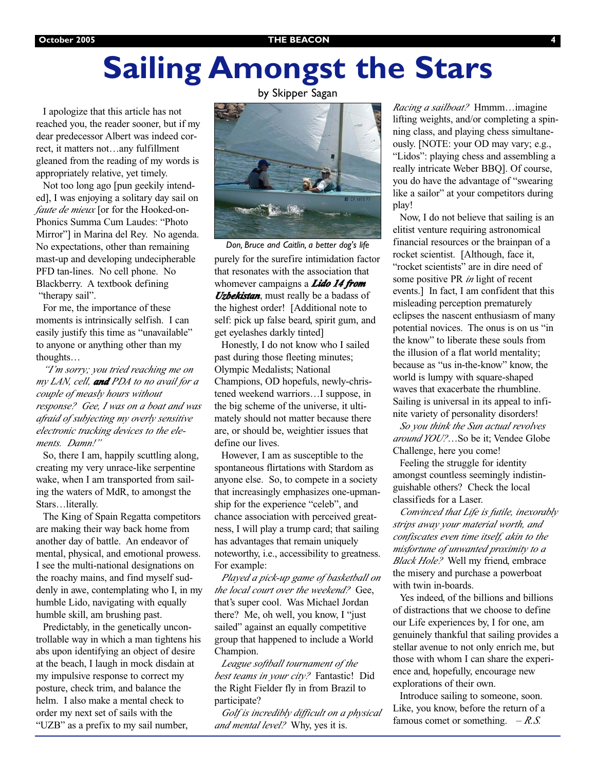# Sailing Amongst the Stars

by Skipper Sagan

I apologize that this article has not reached you, the reader sooner, but if my dear predecessor Albert was indeed correct, it matters not…any fulfillment gleaned from the reading of my words is appropriately relative, yet timely.

Not too long ago [pun geekily intended], I was enjoying a solitary day sail on *faute de mieux* [or for the Hooked-on-Phonics Summa Cum Laudes: "Photo Mirror"] in Marina del Rey. No agenda. No expectations, other than remaining mast-up and developing undecipherable PFD tan-lines. No cell phone. No Blackberry. A textbook defining "therapy sail".

For me, the importance of these moments is intrinsically selfish. I can easily justify this time as "unavailable" to anyone or anything other than my thoughts…

*"I'm sorry; you tried reaching me on my LAN, cell,* ***and*** *PDA to no avail for a couple of measly hours without response? Gee, I was on a boat and was afraid of subjecting my overly sensitive electronic tracking devices to the elements. Damn!"*

So, there I am, happily scuttling along, creating my very unrace-like serpentine wake, when I am transported from sailing the waters of MdR, to amongst the Stars…literally.

The King of Spain Regatta competitors are making their way back home from another day of battle. An endeavor of mental, physical, and emotional prowess. I see the multi-national designations on the roachy mains, and find myself suddenly in awe, contemplating who I, in my humble Lido, navigating with equally humble skill, am brushing past.

Predictably, in the genetically uncontrollable way in which a man tightens his abs upon identifying an object of desire at the beach, I laugh in mock disdain at my impulsive response to correct my posture, check trim, and balance the helm. I also make a mental check to order my next set of sails with the "UZB" as a prefix to my sail number, purely for the surefire intimidation factor that resonates with the association that whomever campaigns a ***Lido 14 from Uzbekistan***, must really be a badass of the highest order! [Additional note to self: pick up false beard, spirit gum, and get eyelashes darkly tinted]

*Don, Bruce and Caitlin, a better dog's life*

Honestly, I do not know who I sailed past during those fleeting minutes; Olympic Medalists; National Champions, OD hopefuls, newly-christened weekend warriors…I suppose, in the big scheme of the universe, it ultimately should not matter because there are, or should be, weightier issues that define our lives.

However, I am as susceptible to the spontaneous flirtations with Stardom as anyone else. So, to compete in a society that increasingly emphasizes one-upmanship for the experience "celeb", and chance association with perceived greatness, I will play a trump card; that sailing has advantages that remain uniquely noteworthy, i.e., accessibility to greatness. For example:

*Played a pick-up game of basketball on the local court over the weekend?* Gee, that's super cool. Was Michael Jordan there? Me, oh well, you know, I "just sailed" against an equally competitive group that happened to include a World Champion.

*League softball tournament of the best teams in your city?* Fantastic! Did the Right Fielder fly in from Brazil to participate?

*Golf is incredibly difficult on a physical and mental level?* Why, yes it is. *Racing a sailboat?* Hmmm…imagine lifting weights, and/or completing a spinning class, and playing chess simultaneously. [NOTE: your OD may vary; e.g., "Lidos": playing chess and assembling a really intricate Weber BBQ]. Of course, you do have the advantage of "swearing like a sailor" at your competitors during play!

Now, I do not believe that sailing is an elitist venture requiring astronomical financial resources or the brainpan of a rocket scientist. [Although, face it, "rocket scientists" are in dire need of some positive PR *in* light of recent events.] In fact, I am confident that this misleading perception prematurely eclipses the nascent enthusiasm of many potential novices. The onus is on us "in the know" to liberate these souls from the illusion of a flat world mentality; because as "us in-the-know" know, the world is lumpy with square-shaped waves that exacerbate the rhumbline. Sailing is universal in its appeal to infinite variety of personality disorders!

*So you think the Sun actual revolves around YOU?*…So be it; Vendee Globe Challenge, here you come!

Feeling the struggle for identity amongst countless seemingly indistinguishable others? Check the local classifieds for a Laser.

*Convinced that Life is futile, inexorably strips away your material worth, and confiscates even time itself, akin to the misfortune of unwanted proximity to a Black Hole?* Well my friend, embrace the misery and purchase a powerboat with twin in-boards.

Yes indeed, of the billions and billions of distractions that we choose to define our Life experiences by, I for one, am genuinely thankful that sailing provides a stellar avenue to not only enrich me, but those with whom I can share the experience and, hopefully, encourage new explorations of their own.

Introduce sailing to someone, soon. Like, you know, before the return of a famous comet or something. – *R.S.*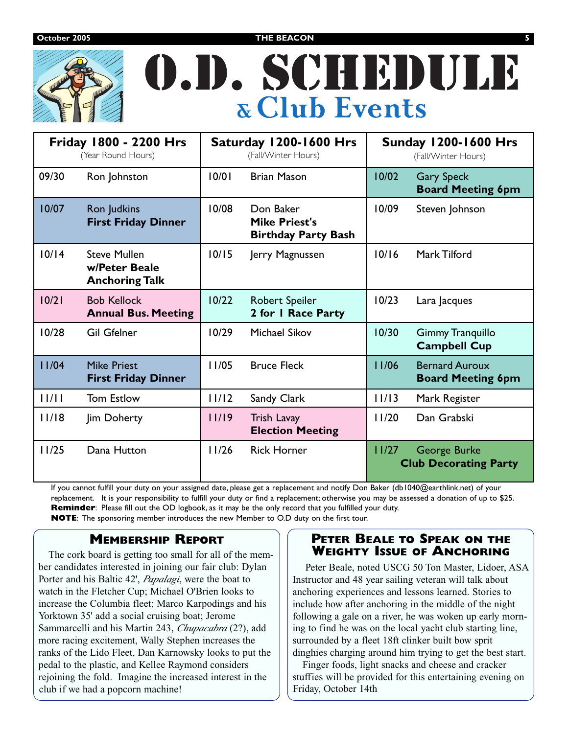# O.D. SCHEDULE

## & Club Events

| Friday 1800 - 2200 Hrs (Year Round Hours) | | Saturday 1200-1600 Hrs (Fall/Winter Hours) | | Sunday 1200-1600 Hrs (Fall/Winter Hours) | |
|---|---|---|---|---|---|
| 09/30 | Ron Johnston | 10/01 | Brian Mason | 10/02 | Gary Speck **Board Meeting 6pm** |
| 10/07 | Ron Judkins **First Friday Dinner** | 10/08 | Don Baker **Mike Priest's Birthday Party Bash** | 10/09 | Steven Johnson |
| 10/14 | Steve Mullen **w/Peter Beale Anchoring Talk** | 10/15 | Jerry Magnussen | 10/16 | Mark Tilford |
| 10/21 | Bob Kellock **Annual Bus. Meeting** | 10/22 | Robert Speiler **2 for 1 Race Party** | 10/23 | Lara Jacques |
| 10/28 | Gil Gfelner | 10/29 | Michael Sikov | 10/30 | Gimmy Tranquillo **Campbell Cup** |
| 11/04 | Mike Priest **First Friday Dinner** | 11/05 | Bruce Fleck | 11/06 | Bernard Auroux **Board Meeting 6pm** |
| 11/11 | Tom Estlow | 11/12 | Sandy Clark | 11/13 | Mark Register |
| 11/18 | Jim Doherty | 11/19 | Trish Lavay **Election Meeting** | 11/20 | Dan Grabski |
| 11/25 | Dana Hutton | 11/26 | Rick Horner | 11/27 | George Burke **Club Decorating Party** |

If you cannot fulfill your duty on your assigned date, please get a replacement and notify Don Baker (db1040@earthlink.net) of your replacement. It is your responsibility to fulfill your duty or find a replacement; otherwise you may be assessed a donation of up to $25.
**Reminder**: Please fill out the OD logbook, as it may be the only record that you fulfilled your duty.
**NOTE**: The sponsoring member introduces the new Member to O.D duty on the first tour.

### Membership Report

The cork board is getting too small for all of the member candidates interested in joining our fair club: Dylan Porter and his Baltic 42', *Papalagi*, were the boat to watch in the Fletcher Cup; Michael O'Brien looks to increase the Columbia fleet; Marco Karpodings and his Yorktown 35' add a social cruising boat; Jerome Sammarcelli and his Martin 243, *Chupacabra* (2?), add more racing excitement, Wally Stephen increases the ranks of the Lido Fleet, Dan Karnowsky looks to put the pedal to the plastic, and Kellee Raymond considers rejoining the fold. Imagine the increased interest in the club if we had a popcorn machine!

### Peter Beale to Speak on the Weighty Issue of Anchoring

Peter Beale, noted USCG 50 Ton Master, Lidoer, ASA Instructor and 48 year sailing veteran will talk about anchoring experiences and lessons learned. Stories to include how after anchoring in the middle of the night following a gale on a river, he was woken up early morning to find he was on the local yacht club starting line, surrounded by a fleet 18ft clinker built bow sprit dinghies charging around him trying to get the best start.

Finger foods, light snacks and cheese and cracker stuffies will be provided for this entertaining evening on Friday, October 14th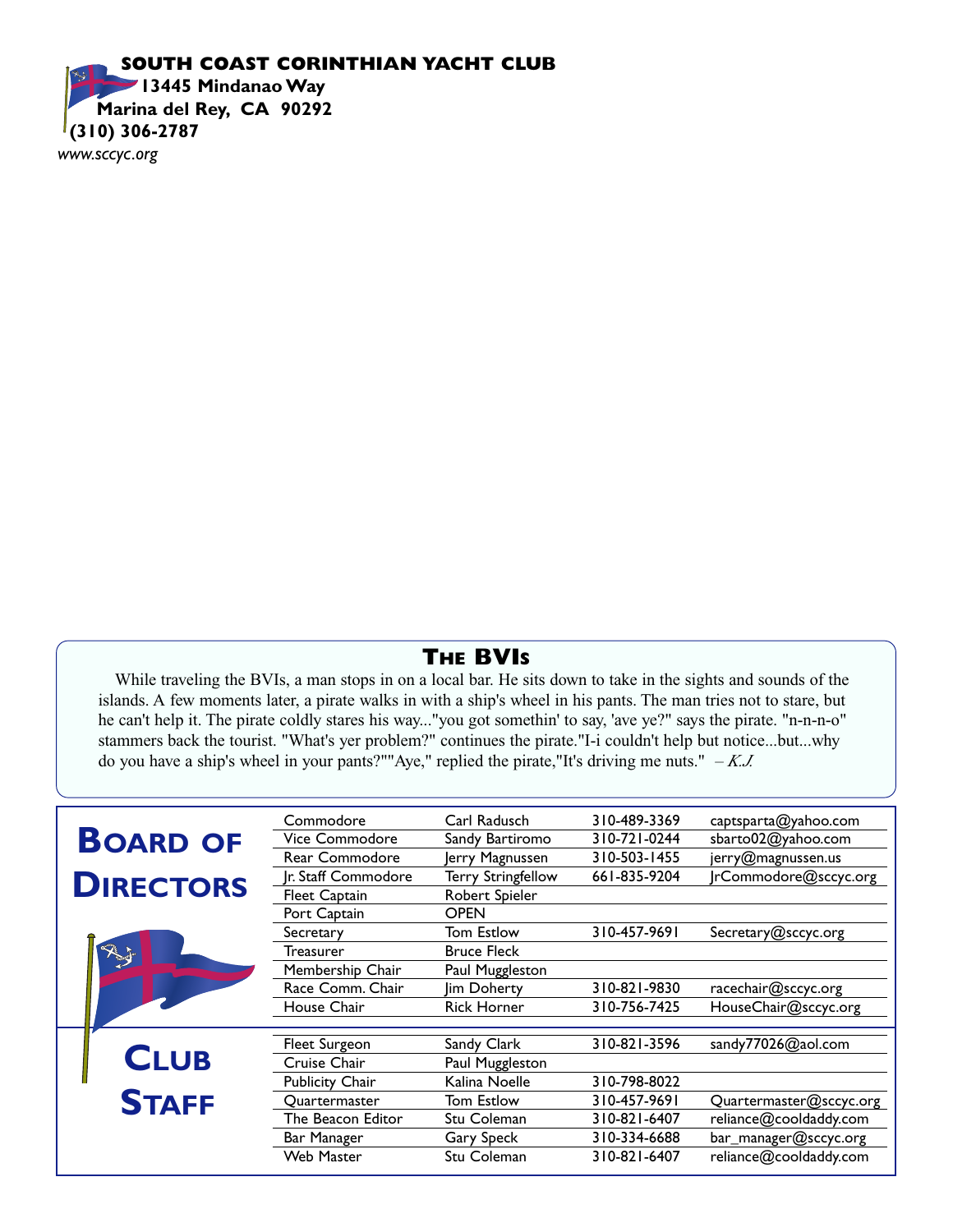**SOUTH COAST CORINTHIAN YACHT CLUB**
**13445 Mindanao Way**
**Marina del Rey, CA 90292**
**(310) 306-2787**
*www.sccyc.org*

## The BVIs

While traveling the BVIs, a man stops in on a local bar. He sits down to take in the sights and sounds of the islands. A few moments later, a pirate walks in with a ship's wheel in his pants. The man tries not to stare, but he can't help it. The pirate coldly stares his way..."you got somethin' to say, 'ave ye?" says the pirate. "n-n-n-o" stammers back the tourist. "What's yer problem?" continues the pirate."I-i couldn't help but notice...but...why do you have a ship's wheel in your pants?""Aye," replied the pirate,"It's driving me nuts." – *K.J.*

## Board of Directors

| | | | |
|---|---|---|---|
| Commodore | Carl Radusch | 310-489-3369 | captsparta@yahoo.com |
| Vice Commodore | Sandy Bartiromo | 310-721-0244 | sbarto02@yahoo.com |
| Rear Commodore | Jerry Magnussen | 310-503-1455 | jerry@magnussen.us |
| Jr. Staff Commodore | Terry Stringfellow | 661-835-9204 | JrCommodore@sccyc.org |
| Fleet Captain | Robert Spieler | | |
| Port Captain | OPEN | | |
| Secretary | Tom Estlow | 310-457-9691 | Secretary@sccyc.org |
| Treasurer | Bruce Fleck | | |
| Membership Chair | Paul Muggleston | | |
| Race Comm. Chair | Jim Doherty | 310-821-9830 | racechair@sccyc.org |
| House Chair | Rick Horner | 310-756-7425 | HouseChair@sccyc.org |

## Club Staff

| | | | |
|---|---|---|---|
| Fleet Surgeon | Sandy Clark | 310-821-3596 | sandy77026@aol.com |
| Cruise Chair | Paul Muggleston | | |
| Publicity Chair | Kalina Noelle | 310-798-8022 | |
| Quartermaster | Tom Estlow | 310-457-9691 | Quartermaster@sccyc.org |
| The Beacon Editor | Stu Coleman | 310-821-6407 | reliance@cooldaddy.com |
| Bar Manager | Gary Speck | 310-334-6688 | bar_manager@sccyc.org |
| Web Master | Stu Coleman | 310-821-6407 | reliance@cooldaddy.com |